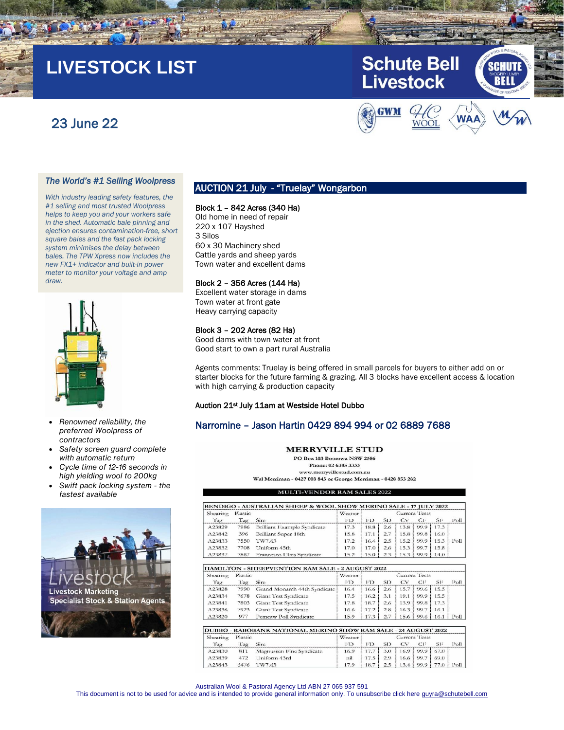# LIVESTOCK LIST

Schute Bell Livestock

## 23 June 22

### *The World's #1 Selling Woolpress*

*With industry leading safety features, the #1 selling and most trusted Woolpress helps to keep you and your workers safe in the shed. Automatic bale pinning and ejection ensures contamination-free, short square bales and the fast pack locking system minimises the delay between bales. The TPW Xpress now includes the new FX1+ indicator and built-in power meter to monitor your voltage and amp draw.*

- *Renowned reliability, the preferred Woolpress of contractors*
- *Safety screen guard complete with automatic return*
- *Cycle time of 12-16 seconds in high yielding wool to 200kg*
- *Swift pack locking system - the fastest available*

Livestock
Livestock Marketing
Specialist Stock & Station Agents

## AUCTION 21 July - "Truelay" Wongarbon

**Block 1 – 842 Acres (340 Ha)**
Old home in need of repair
220 x 107 Hayshed
3 Silos
60 x 30 Machinery shed
Cattle yards and sheep yards
Town water and excellent dams

**Block 2 – 356 Acres (144 Ha)**
Excellent water storage in dams
Town water at front gate
Heavy carrying capacity

**Block 3 – 202 Acres (82 Ha)**
Good dams with town water at front
Good start to own a part rural Australia

Agents comments: Truelay is being offered in small parcels for buyers to either add on or starter blocks for the future farming & grazing. All 3 blocks have excellent access & location with high carrying & production capacity

**Auction 21st July 11am at Westside Hotel Dubbo**

## Narromine – Jason Hartin 0429 894 994 or 02 6889 7688

**MERRYVILLE STUD**
PO Box 103 Boorowa NSW 2586
Phone: 02 6385 3333
www.merryvillestud.com.au
Wal Merriman - 0427 008 843 or George Merriman - 0428 853 282

**MULTI-VENDOR RAM SALES 2022**

**BENDIGO - AUSTRALIAN SHEEP & WOOL SHOW MERINO SALE - 17 JULY 2022**

| Shearing Tag | Plastic Tag | Sire | Weaner FD | Current Tests FD | SD | CV | CF | SF | Poll |
|---|---|---|---|---|---|---|---|---|---|
| A23829 | 7986 | Brilliant Example Syndicate | 17.3 | 18.8 | 2.6 | 13.8 | 99.9 | 17.3 | |
| A23842 | 396 | Brilliant Super 18th | 15.8 | 17.1 | 2.7 | 15.8 | 99.8 | 16.0 | |
| A23833 | 7550 | TW7.63 | 17.2 | 16.4 | 2.5 | 15.2 | 99.9 | 15.3 | Poll |
| A23832 | 7708 | Uniform 45th | 17.0 | 17.0 | 2.6 | 15.3 | 99.7 | 15.8 | |
| A23837 | 7867 | Francesco Ultra Syndicate | 15.2 | 15.0 | 2.3 | 15.3 | 99.9 | 14.0 | |

**HAMILTON - SHEEPVENTION RAM SALE - 2 AUGUST 2022**

| Shearing Tag | Plastic Tag | Sire | Weaner FD | Current Tests FD | SD | CV | CF | SF | Poll |
|---|---|---|---|---|---|---|---|---|---|
| A23828 | 7990 | Grand Monarch 44th Syndicate | 16.4 | 16.6 | 2.6 | 15.7 | 99.6 | 15.5 | |
| A23834 | 7678 | Giant Test Syndicate | 17.5 | 16.2 | 3.1 | 19.1 | 99.9 | 15.5 | |
| A23841 | 7803 | Giant Test Syndicate | 17.8 | 18.7 | 2.6 | 13.9 | 99.8 | 17.3 | |
| A23836 | 7923 | Giant Test Syndicate | 16.6 | 17.2 | 2.8 | 16.3 | 99.7 | 16.1 | |
| A23820 | 977 | Pemcaw Poll Syndicate | 15.9 | 17.3 | 2.7 | 15.6 | 99.6 | 16.1 | Poll |

**DUBBO - RABOBANK NATIONAL MERINO SHOW RAM SALE - 24 AUGUST 2022**

| Shearing Tag | Plastic Tag | Sire | Weaner FD | Current Tests FD | SD | CV | CF | SF | Poll |
|---|---|---|---|---|---|---|---|---|---|
| A23830 | 811 | Magnussen Fine Syndicate | 16.9 | 17.7 | 3.0 | 16.9 | 99.9 | 67.0 | |
| A23839 | 472 | Uniform 43rd | nil | 17.5 | 2.9 | 16.6 | 99.7 | 69.0 | |
| A23843 | 6476 | TW7.63 | 17.9 | 18.7 | 2.5 | 13.4 | 99.9 | 77.0 | Poll |

Australian Wool & Pastoral Agency Ltd ABN 27 065 937 591
This document is not to be used for advice and is intended to provide general information only. To unsubscribe click here guyra@schutebell.com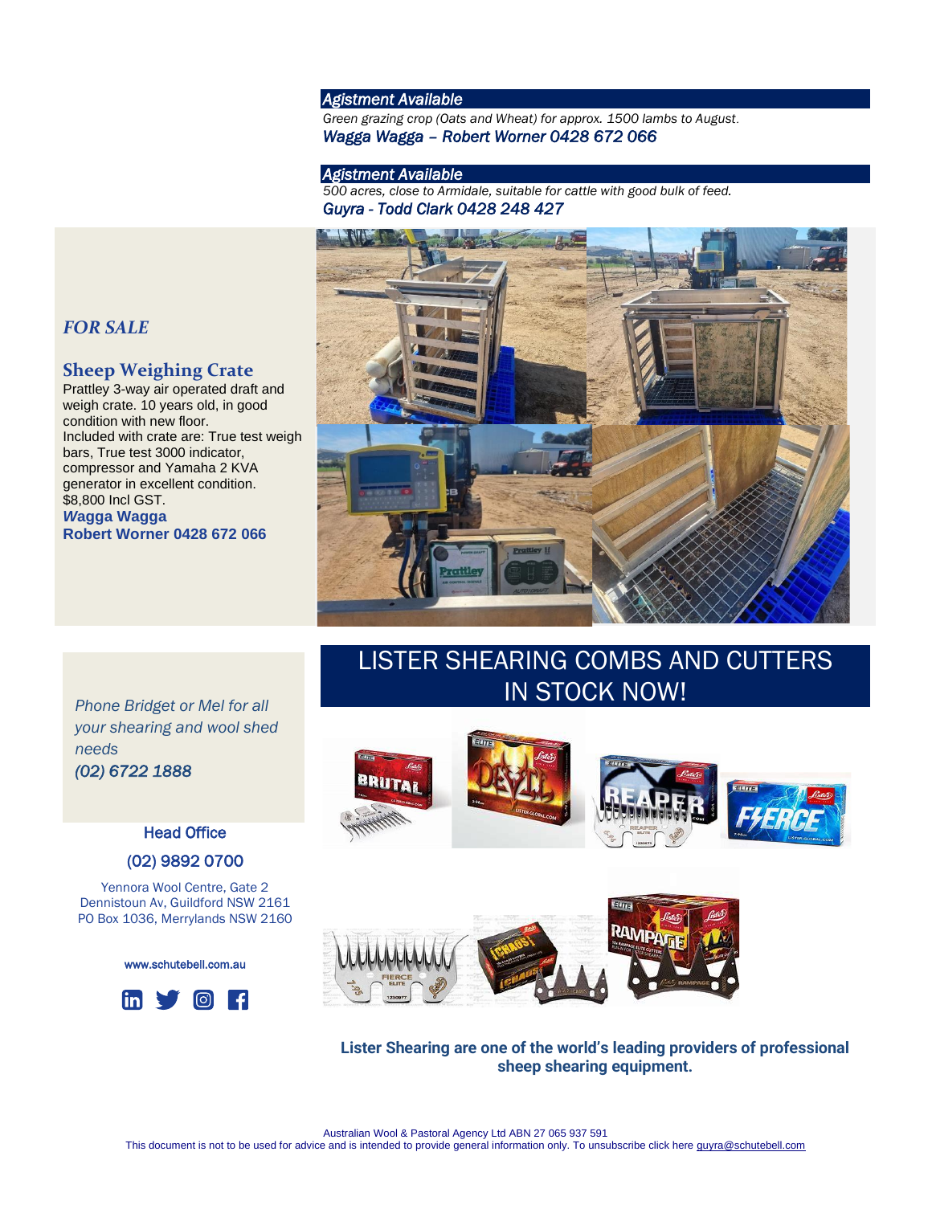## *Agistment Available*

*Green grazing crop (Oats and Wheat) for approx. 1500 lambs to August.*

***Wagga Wagga – Robert Worner 0428 672 066***

## *Agistment Available*

*500 acres, close to Armidale, suitable for cattle with good bulk of feed.*

***Guyra - Todd Clark 0428 248 427***

### *FOR SALE*

### Sheep Weighing Crate

Prattley 3-way air operated draft and weigh crate. 10 years old, in good condition with new floor.
Included with crate are: True test weigh bars, True test 3000 indicator, compressor and Yamaha 2 KVA generator in excellent condition.
$8,800 Incl GST.

***Wagga Wagga***
**Robert Worner 0428 672 066**

## LISTER SHEARING COMBS AND CUTTERS IN STOCK NOW!

**Lister Shearing are one of the world's leading providers of professional sheep shearing equipment.**

*Phone Bridget or Mel for all your shearing and wool shed needs*
***(02) 6722 1888***

**Head Office**

**(02) 9892 0700**

Yennora Wool Centre, Gate 2
Dennistoun Av, Guildford NSW 2161
PO Box 1036, Merrylands NSW 2160

www.schutebell.com.au

Australian Wool & Pastoral Agency Ltd ABN 27 065 937 591
This document is not to be used for advice and is intended to provide general information only. To unsubscribe click here guyra@schutebell.com